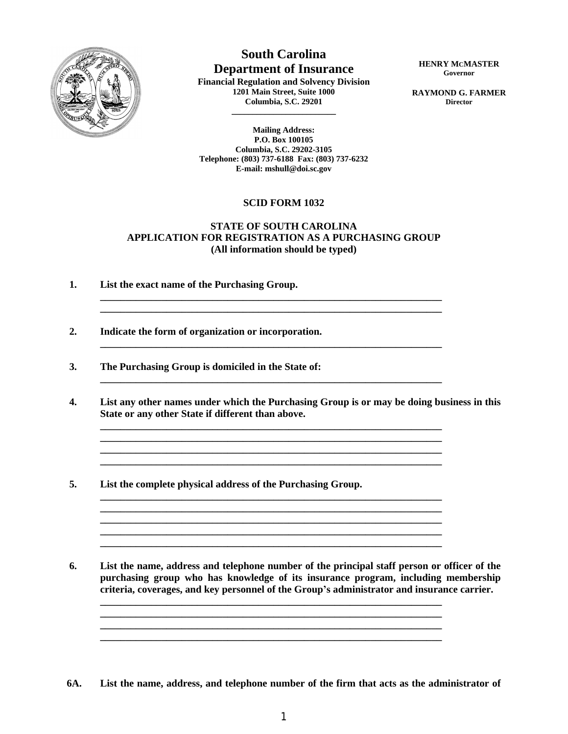# South Carolina
# Department of Insurance

**Financial Regulation and Solvency Division**
**1201 Main Street, Suite 1000**
**Columbia, S.C. 29201**

**HENRY MCMASTER**
**Governor**

**RAYMOND G. FARMER**
**Director**

**Mailing Address:**
**P.O. Box 100105**
**Columbia, S.C. 29202-3105**
**Telephone: (803) 737-6188 Fax: (803) 737-6232**
**E-mail: mshull@doi.sc.gov**

**SCID FORM 1032**

## STATE OF SOUTH CAROLINA
## APPLICATION FOR REGISTRATION AS A PURCHASING GROUP
**(All information should be typed)**

**1. List the exact name of the Purchasing Group.**

______________________________________________________________________
______________________________________________________________________

**2. Indicate the form of organization or incorporation.**

______________________________________________________________________

**3. The Purchasing Group is domiciled in the State of:**

______________________________________________________________________

**4. List any other names under which the Purchasing Group is or may be doing business in this State or any other State if different than above.**

______________________________________________________________________
______________________________________________________________________
______________________________________________________________________
______________________________________________________________________

**5. List the complete physical address of the Purchasing Group.**

______________________________________________________________________
______________________________________________________________________
______________________________________________________________________
______________________________________________________________________
______________________________________________________________________

**6. List the name, address and telephone number of the principal staff person or officer of the purchasing group who has knowledge of its insurance program, including membership criteria, coverages, and key personnel of the Group's administrator and insurance carrier.**

______________________________________________________________________
______________________________________________________________________
______________________________________________________________________
______________________________________________________________________

**6A. List the name, address, and telephone number of the firm that acts as the administrator of**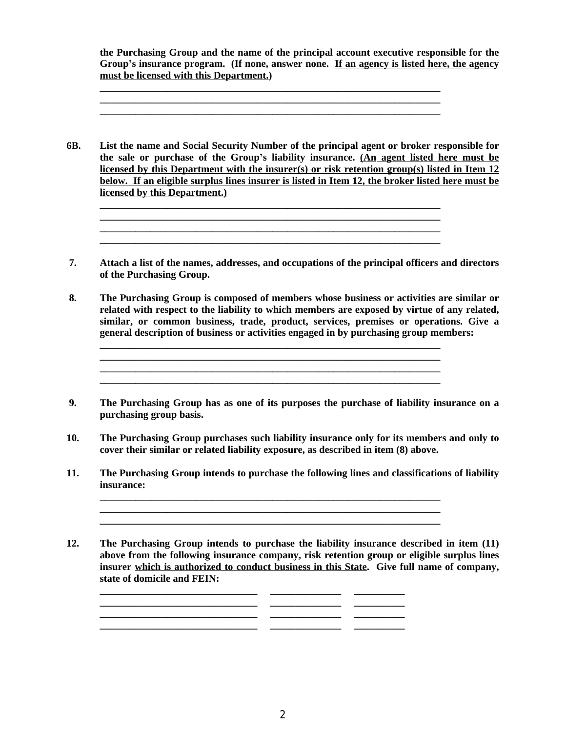**the Purchasing Group and the name of the principal account executive responsible for the Group's insurance program. (If none, answer none. <u>If an agency is listed here, the agency must be licensed with this Department.</u>)**

______________________________________________________________________

______________________________________________________________________

______________________________________________________________________

**6B. List the name and Social Security Number of the principal agent or broker responsible for the sale or purchase of the Group's liability insurance. <u>(An agent listed here must be licensed by this Department with the insurer(s) or risk retention group(s) listed in Item 12 below. If an eligible surplus lines insurer is listed in Item 12, the broker listed here must be licensed by this Department.)</u>**

______________________________________________________________________

______________________________________________________________________

______________________________________________________________________

______________________________________________________________________

**7. Attach a list of the names, addresses, and occupations of the principal officers and directors of the Purchasing Group.**

**8. The Purchasing Group is composed of members whose business or activities are similar or related with respect to the liability to which members are exposed by virtue of any related, similar, or common business, trade, product, services, premises or operations. Give a general description of business or activities engaged in by purchasing group members:**

______________________________________________________________________

______________________________________________________________________

______________________________________________________________________

______________________________________________________________________

**9. The Purchasing Group has as one of its purposes the purchase of liability insurance on a purchasing group basis.**

**10. The Purchasing Group purchases such liability insurance only for its members and only to cover their similar or related liability exposure, as described in item (8) above.**

**11. The Purchasing Group intends to purchase the following lines and classifications of liability insurance:**

______________________________________________________________________

______________________________________________________________________

______________________________________________________________________

**12. The Purchasing Group intends to purchase the liability insurance described in item (11) above from the following insurance company, risk retention group or eligible surplus lines insurer <u>which is authorized to conduct business in this State</u>. Give full name of company, state of domicile and FEIN:**

______________________________ ______________ __________

______________________________ ______________ __________

______________________________ ______________ __________

______________________________ ______________ __________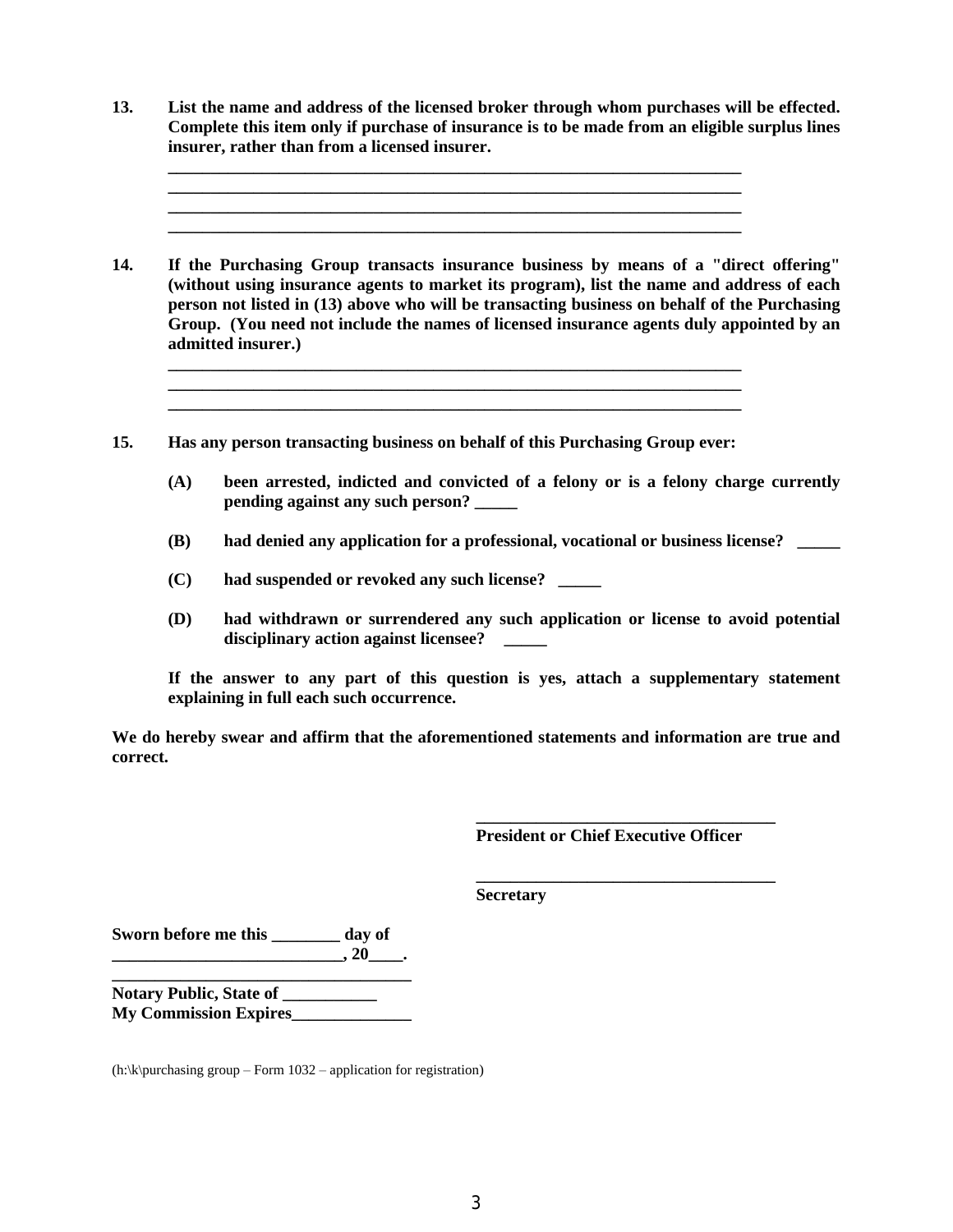**13. List the name and address of the licensed broker through whom purchases will be effected. Complete this item only if purchase of insurance is to be made from an eligible surplus lines insurer, rather than from a licensed insurer.**

______________________________________________________________________
______________________________________________________________________
______________________________________________________________________
______________________________________________________________________

**14. If the Purchasing Group transacts insurance business by means of a "direct offering" (without using insurance agents to market its program), list the name and address of each person not listed in (13) above who will be transacting business on behalf of the Purchasing Group. (You need not include the names of licensed insurance agents duly appointed by an admitted insurer.)**

______________________________________________________________________
______________________________________________________________________
______________________________________________________________________

**15. Has any person transacting business on behalf of this Purchasing Group ever:**

**(A) been arrested, indicted and convicted of a felony or is a felony charge currently pending against any such person? _____**

**(B) had denied any application for a professional, vocational or business license? _____**

**(C) had suspended or revoked any such license? _____**

**(D) had withdrawn or surrendered any such application or license to avoid potential disciplinary action against licensee? _____**

**If the answer to any part of this question is yes, attach a supplementary statement explaining in full each such occurrence.**

**We do hereby swear and affirm that the aforementioned statements and information are true and correct.**

____________________________________
**President or Chief Executive Officer**

____________________________________
**Secretary**

**Sworn before me this ________ day of**
**___________________________, 20____.**

____________________________________
**Notary Public, State of ___________**
**My Commission Expires______________**

(h:\k\purchasing group – Form 1032 – application for registration)